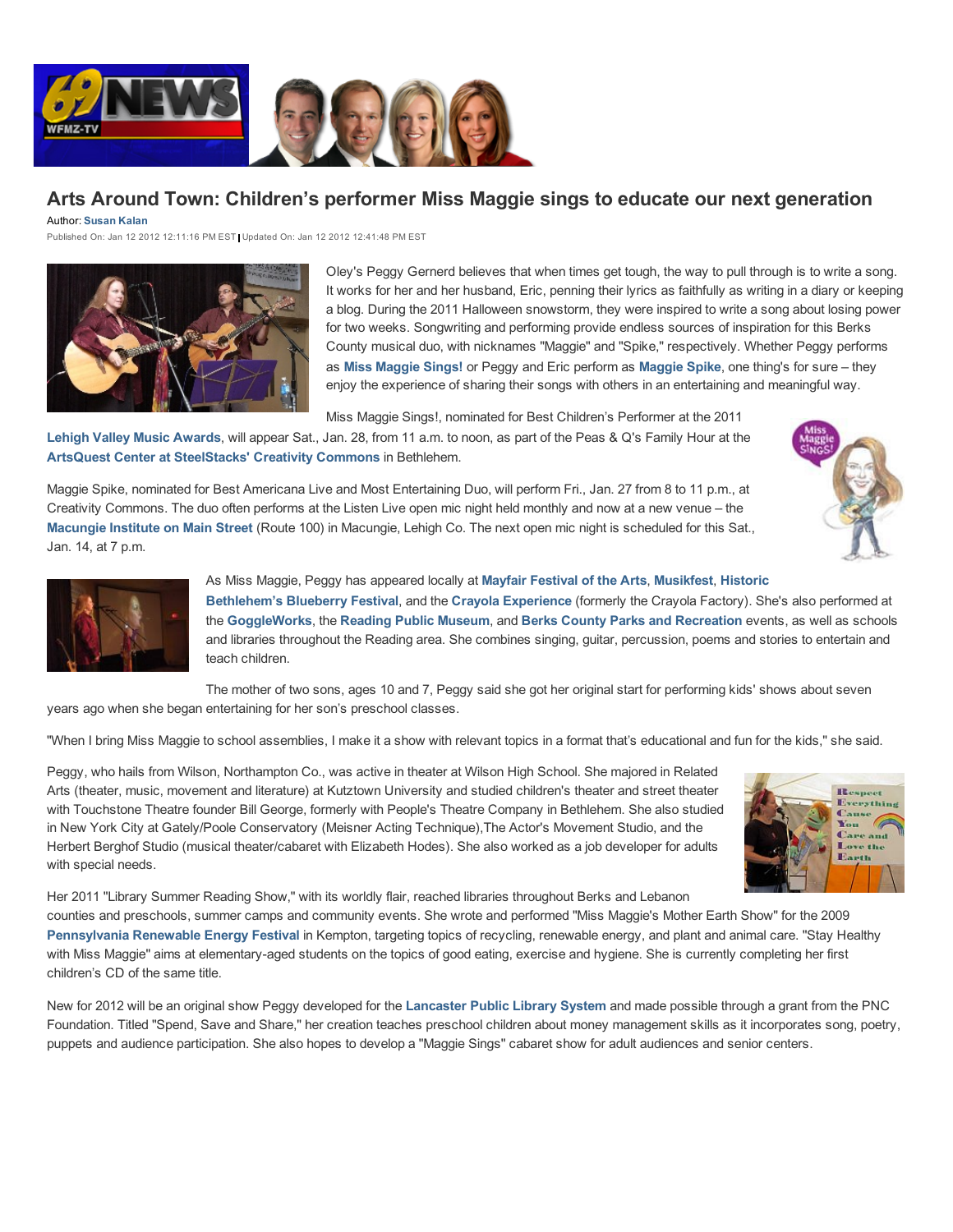# Arts Around Town: Children's performer Miss Maggie sings to educate our next generation

Author: **Susan Kalan**

Published On: Jan 12 2012 12:11:16 PM EST | Updated On: Jan 12 2012 12:41:48 PM EST

Oley's Peggy Gernerd believes that when times get tough, the way to pull through is to write a song. It works for her and her husband, Eric, penning their lyrics as faithfully as writing in a diary or keeping a blog. During the 2011 Halloween snowstorm, they were inspired to write a song about losing power for two weeks. Songwriting and performing provide endless sources of inspiration for this Berks County musical duo, with nicknames "Maggie" and "Spike," respectively. Whether Peggy performs as **Miss Maggie Sings!** or Peggy and Eric perform as **Maggie Spike**, one thing's for sure – they enjoy the experience of sharing their songs with others in an entertaining and meaningful way.

Miss Maggie Sings!, nominated for Best Children's Performer at the 2011 **Lehigh Valley Music Awards**, will appear Sat., Jan. 28, from 11 a.m. to noon, as part of the Peas & Q's Family Hour at the **ArtsQuest Center at SteelStacks' Creativity Commons** in Bethlehem.

Maggie Spike, nominated for Best Americana Live and Most Entertaining Duo, will perform Fri., Jan. 27 from 8 to 11 p.m., at Creativity Commons. The duo often performs at the Listen Live open mic night held monthly and now at a new venue – the **Macungie Institute on Main Street** (Route 100) in Macungie, Lehigh Co. The next open mic night is scheduled for this Sat., Jan. 14, at 7 p.m.

As Miss Maggie, Peggy has appeared locally at **Mayfair Festival of the Arts**, **Musikfest**, **Historic Bethlehem's Blueberry Festival**, and the **Crayola Experience** (formerly the Crayola Factory). She's also performed at the **GoggleWorks**, the **Reading Public Museum**, and **Berks County Parks and Recreation** events, as well as schools and libraries throughout the Reading area. She combines singing, guitar, percussion, poems and stories to entertain and teach children.

The mother of two sons, ages 10 and 7, Peggy said she got her original start for performing kids' shows about seven years ago when she began entertaining for her son's preschool classes.

"When I bring Miss Maggie to school assemblies, I make it a show with relevant topics in a format that's educational and fun for the kids," she said.

Peggy, who hails from Wilson, Northampton Co., was active in theater at Wilson High School. She majored in Related Arts (theater, music, movement and literature) at Kutztown University and studied children's theater and street theater with Touchstone Theatre founder Bill George, formerly with People's Theatre Company in Bethlehem. She also studied in New York City at Gately/Poole Conservatory (Meisner Acting Technique),The Actor's Movement Studio, and the Herbert Berghof Studio (musical theater/cabaret with Elizabeth Hodes). She also worked as a job developer for adults with special needs.

Her 2011 "Library Summer Reading Show," with its worldly flair, reached libraries throughout Berks and Lebanon counties and preschools, summer camps and community events. She wrote and performed "Miss Maggie's Mother Earth Show" for the 2009 **Pennsylvania Renewable Energy Festival** in Kempton, targeting topics of recycling, renewable energy, and plant and animal care. "Stay Healthy with Miss Maggie" aims at elementary-aged students on the topics of good eating, exercise and hygiene. She is currently completing her first children's CD of the same title.

New for 2012 will be an original show Peggy developed for the **Lancaster Public Library System** and made possible through a grant from the PNC Foundation. Titled "Spend, Save and Share," her creation teaches preschool children about money management skills as it incorporates song, poetry, puppets and audience participation. She also hopes to develop a "Maggie Sings" cabaret show for adult audiences and senior centers.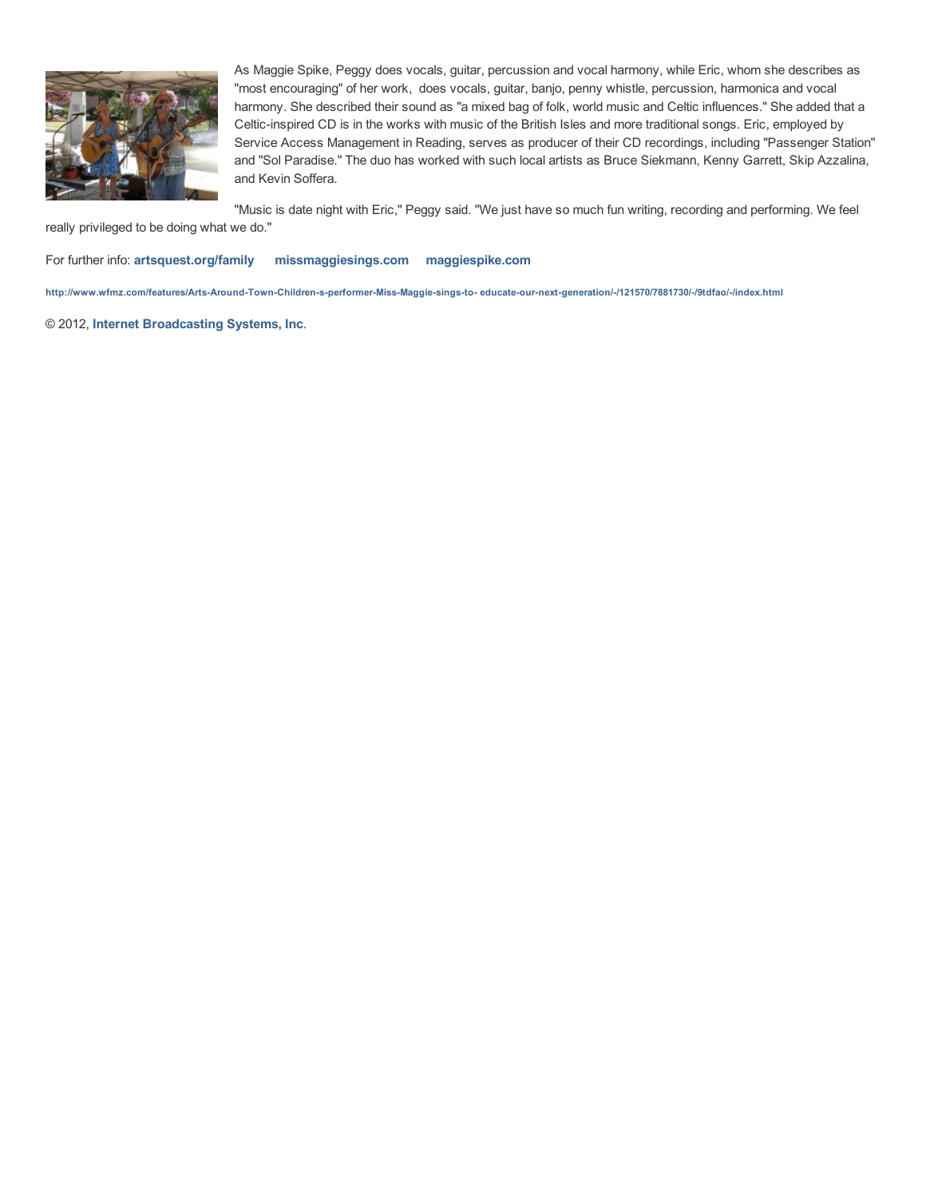As Maggie Spike, Peggy does vocals, guitar, percussion and vocal harmony, while Eric, whom she describes as "most encouraging" of her work, does vocals, guitar, banjo, penny whistle, percussion, harmonica and vocal harmony. She described their sound as "a mixed bag of folk, world music and Celtic influences." She added that a Celtic-inspired CD is in the works with music of the British Isles and more traditional songs. Eric, employed by Service Access Management in Reading, serves as producer of their CD recordings, including "Passenger Station" and "Sol Paradise." The duo has worked with such local artists as Bruce Siekmann, Kenny Garrett, Skip Azzalina, and Kevin Soffera.

"Music is date night with Eric," Peggy said. "We just have so much fun writing, recording and performing. We feel really privileged to be doing what we do."

For further info: **artsquest.org/family** **missmaggiesings.com** **maggiespike.com**

**http://www.wfmz.com/features/Arts-Around-Town-Children-s-performer-Miss-Maggie-sings-to- educate-our-next-generation/-/121570/7881730/-/9tdfao/-/index.html**

© 2012, **Internet Broadcasting Systems, Inc**.